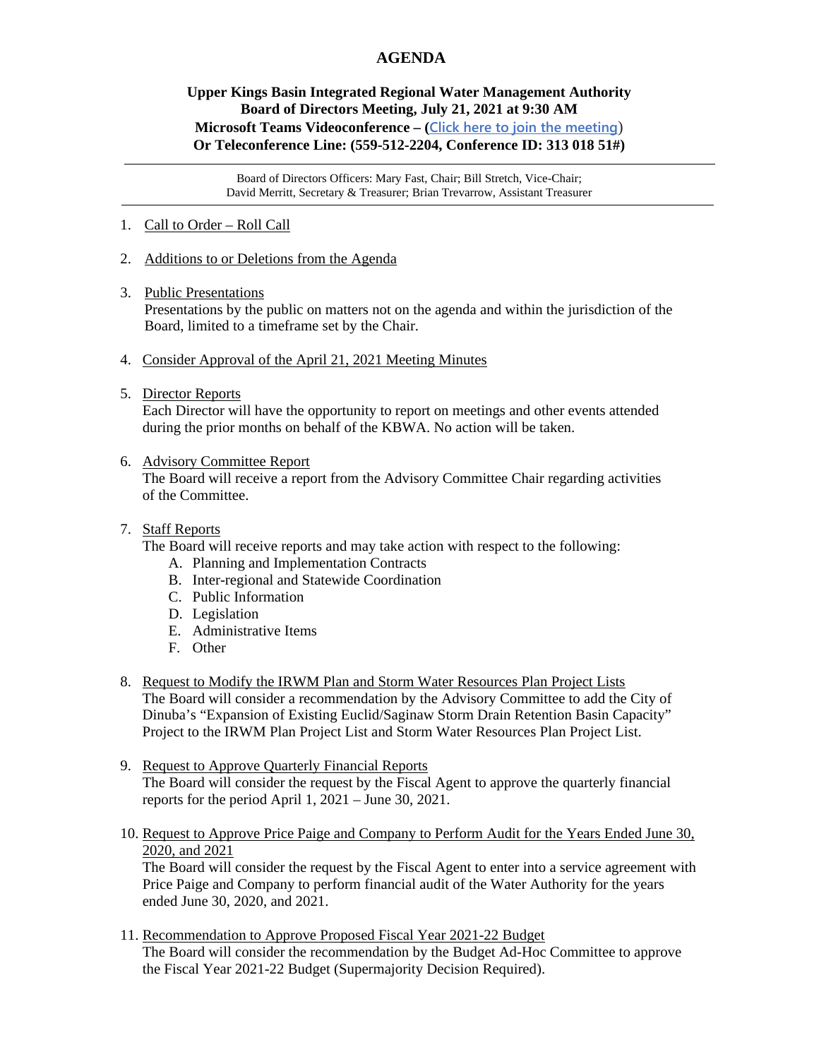# AGENDA

**Upper Kings Basin Integrated Regional Water Management Authority**
**Board of Directors Meeting, July 21, 2021 at 9:30 AM**
**Microsoft Teams Videoconference – (Click here to join the meeting)**
**Or Teleconference Line: (559-512-2204, Conference ID: 313 018 51#)**

---

Board of Directors Officers: Mary Fast, Chair; Bill Stretch, Vice-Chair;
David Merritt, Secretary & Treasurer; Brian Trevarrow, Assistant Treasurer

---

1. Call to Order – Roll Call

2. Additions to or Deletions from the Agenda

3. Public Presentations
   Presentations by the public on matters not on the agenda and within the jurisdiction of the Board, limited to a timeframe set by the Chair.

4. Consider Approval of the April 21, 2021 Meeting Minutes

5. Director Reports
   Each Director will have the opportunity to report on meetings and other events attended during the prior months on behalf of the KBWA. No action will be taken.

6. Advisory Committee Report
   The Board will receive a report from the Advisory Committee Chair regarding activities of the Committee.

7. Staff Reports
   The Board will receive reports and may take action with respect to the following:
   A. Planning and Implementation Contracts
   B. Inter-regional and Statewide Coordination
   C. Public Information
   D. Legislation
   E. Administrative Items
   F. Other

8. Request to Modify the IRWM Plan and Storm Water Resources Plan Project Lists
   The Board will consider a recommendation by the Advisory Committee to add the City of Dinuba's "Expansion of Existing Euclid/Saginaw Storm Drain Retention Basin Capacity" Project to the IRWM Plan Project List and Storm Water Resources Plan Project List.

9. Request to Approve Quarterly Financial Reports
   The Board will consider the request by the Fiscal Agent to approve the quarterly financial reports for the period April 1, 2021 – June 30, 2021.

10. Request to Approve Price Paige and Company to Perform Audit for the Years Ended June 30, 2020, and 2021
    The Board will consider the request by the Fiscal Agent to enter into a service agreement with Price Paige and Company to perform financial audit of the Water Authority for the years ended June 30, 2020, and 2021.

11. Recommendation to Approve Proposed Fiscal Year 2021-22 Budget
    The Board will consider the recommendation by the Budget Ad-Hoc Committee to approve the Fiscal Year 2021-22 Budget (Supermajority Decision Required).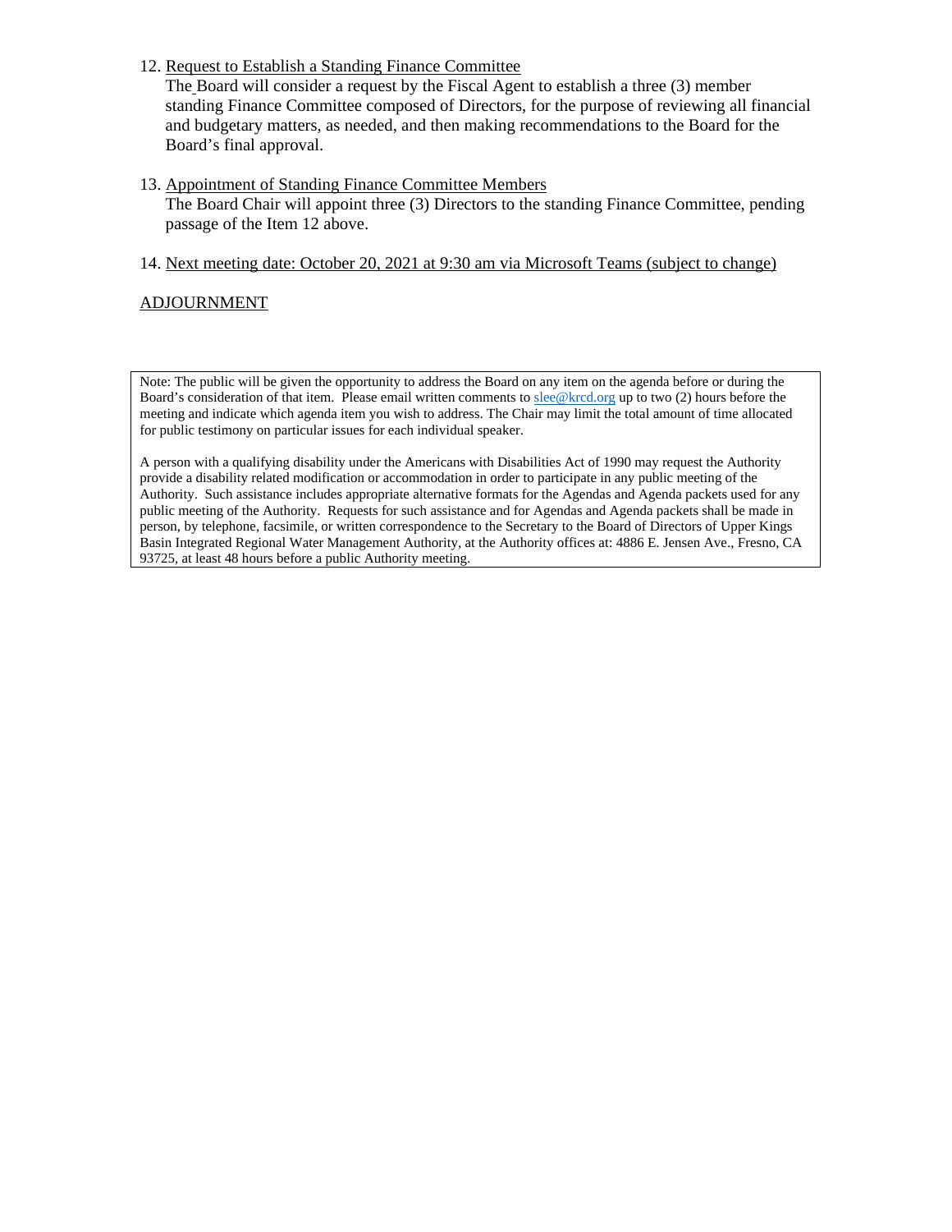12. <u>Request to Establish a Standing Finance Committee</u>
    The Board will consider a request by the Fiscal Agent to establish a three (3) member standing Finance Committee composed of Directors, for the purpose of reviewing all financial and budgetary matters, as needed, and then making recommendations to the Board for the Board's final approval.

13. <u>Appointment of Standing Finance Committee Members</u>
    The Board Chair will appoint three (3) Directors to the standing Finance Committee, pending passage of the Item 12 above.

14. <u>Next meeting date: October 20, 2021 at 9:30 am via Microsoft Teams (subject to change)</u>

<u>ADJOURNMENT</u>

Note: The public will be given the opportunity to address the Board on any item on the agenda before or during the Board's consideration of that item. Please email written comments to slee@krcd.org up to two (2) hours before the meeting and indicate which agenda item you wish to address. The Chair may limit the total amount of time allocated for public testimony on particular issues for each individual speaker.

A person with a qualifying disability under the Americans with Disabilities Act of 1990 may request the Authority provide a disability related modification or accommodation in order to participate in any public meeting of the Authority. Such assistance includes appropriate alternative formats for the Agendas and Agenda packets used for any public meeting of the Authority. Requests for such assistance and for Agendas and Agenda packets shall be made in person, by telephone, facsimile, or written correspondence to the Secretary to the Board of Directors of Upper Kings Basin Integrated Regional Water Management Authority, at the Authority offices at: 4886 E. Jensen Ave., Fresno, CA 93725, at least 48 hours before a public Authority meeting.